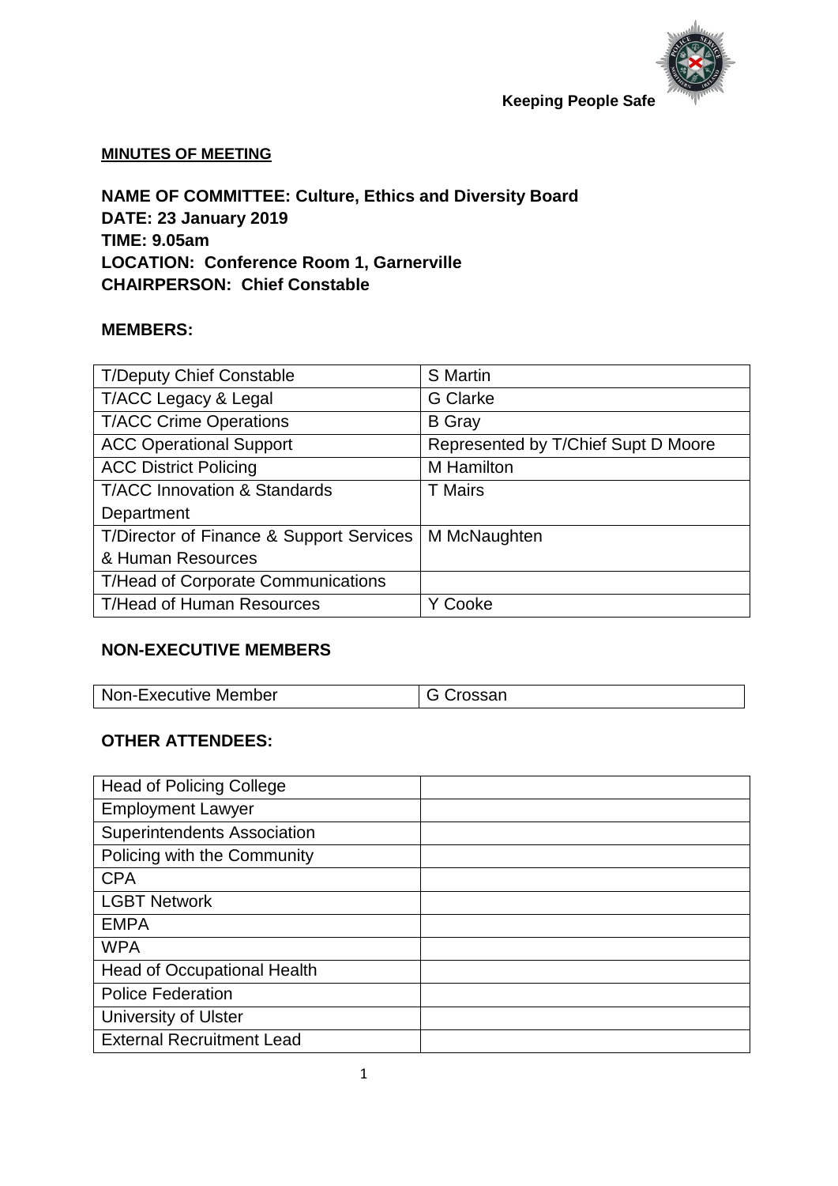Keeping People Safe

**MINUTES OF MEETING**

**NAME OF COMMITTEE: Culture, Ethics and Diversity Board**
**DATE: 23 January 2019**
**TIME: 9.05am**
**LOCATION: Conference Room 1, Garnerville**
**CHAIRPERSON: Chief Constable**

**MEMBERS:**

| | |
|---|---|
| T/Deputy Chief Constable | S Martin |
| T/ACC Legacy & Legal | G Clarke |
| T/ACC Crime Operations | B Gray |
| ACC Operational Support | Represented by T/Chief Supt D Moore |
| ACC District Policing | M Hamilton |
| T/ACC Innovation & Standards Department | T Mairs |
| T/Director of Finance & Support Services & Human Resources | M McNaughten |
| T/Head of Corporate Communications | |
| T/Head of Human Resources | Y Cooke |

**NON-EXECUTIVE MEMBERS**

| | |
|---|---|
| Non-Executive Member | G Crossan |

**OTHER ATTENDEES:**

| | |
|---|---|
| Head of Policing College | |
| Employment Lawyer | |
| Superintendents Association | |
| Policing with the Community | |
| CPA | |
| LGBT Network | |
| EMPA | |
| WPA | |
| Head of Occupational Health | |
| Police Federation | |
| University of Ulster | |
| External Recruitment Lead | |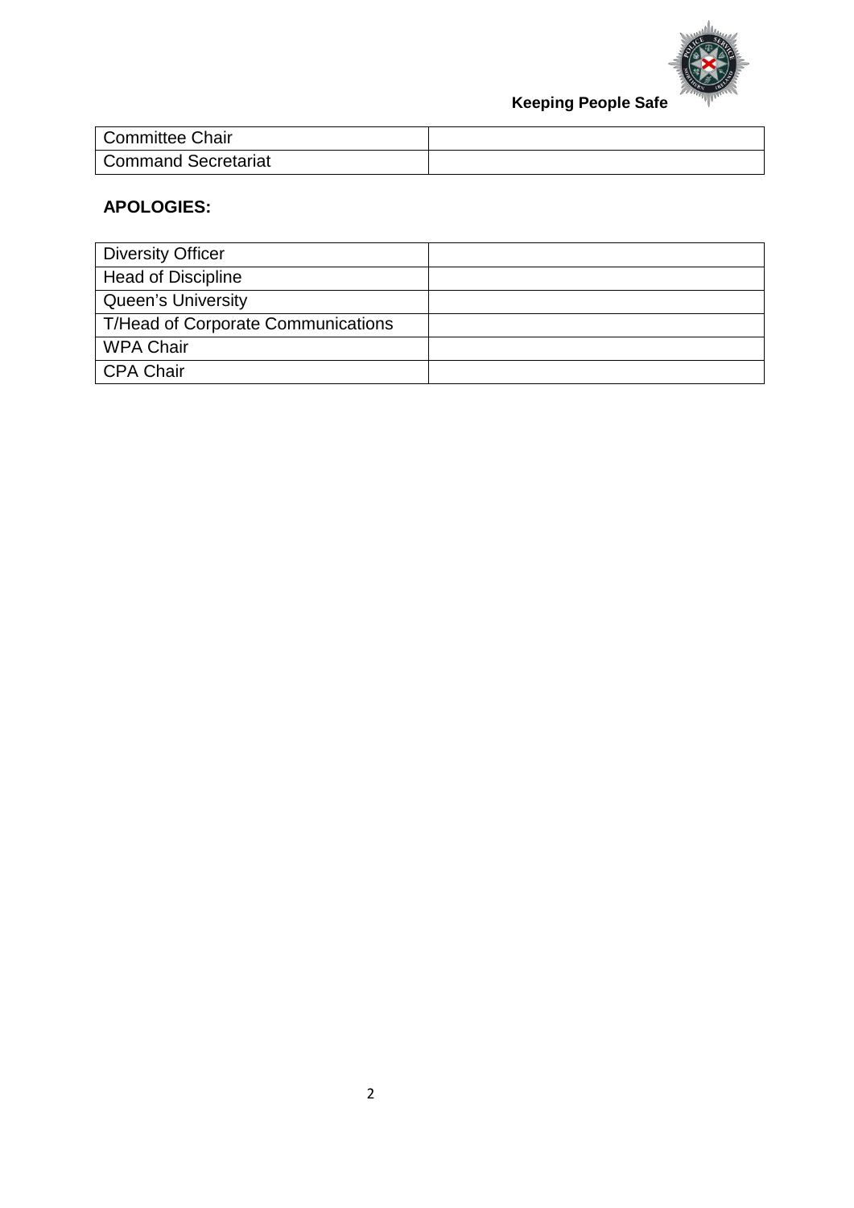| Committee Chair | |
| --- | --- |
| Command Secretariat | |

**APOLOGIES:**

| Diversity Officer | |
| --- | --- |
| Head of Discipline | |
| Queen's University | |
| T/Head of Corporate Communications | |
| WPA Chair | |
| CPA Chair | |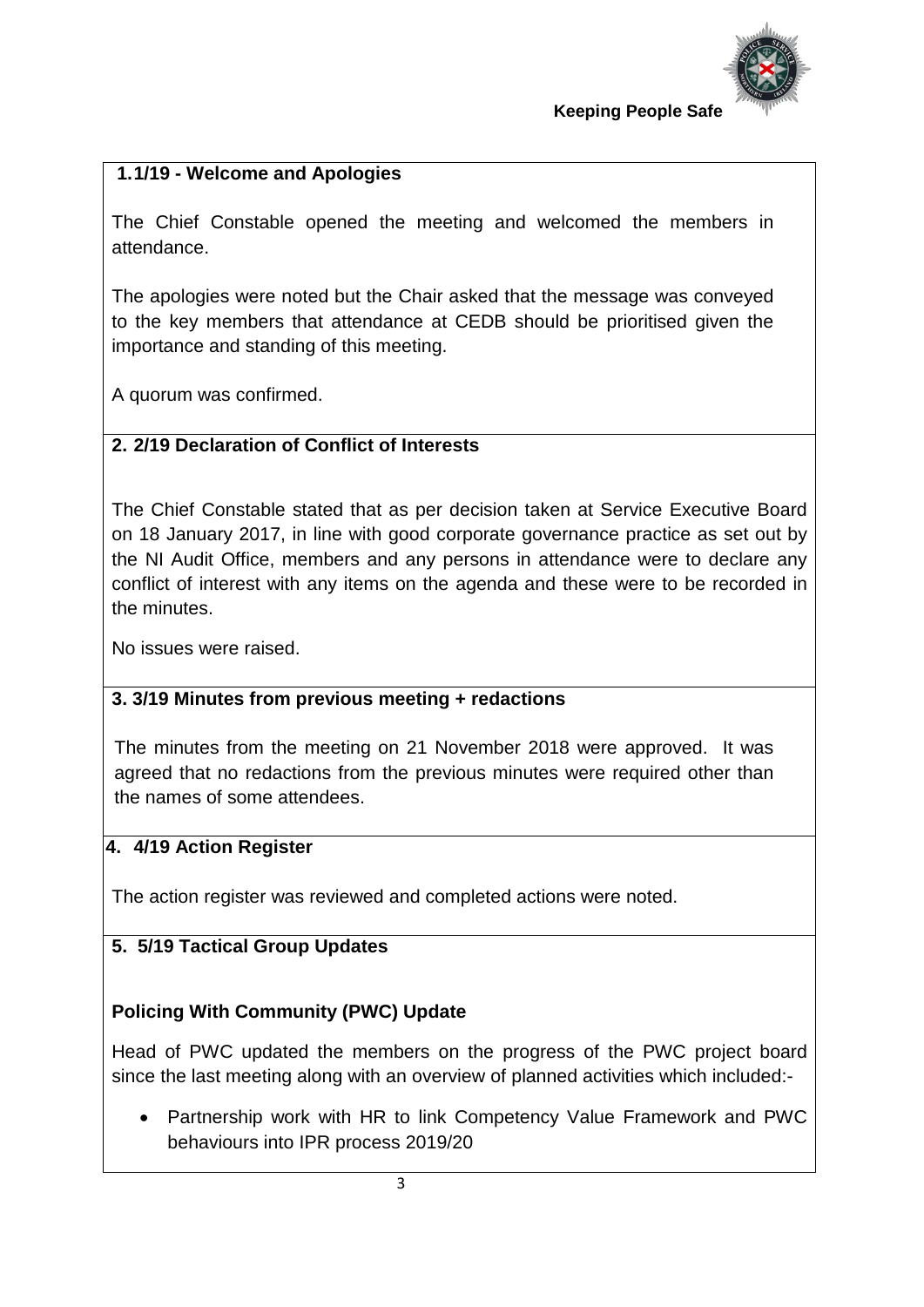**1.1/19 - Welcome and Apologies**

The Chief Constable opened the meeting and welcomed the members in attendance.

The apologies were noted but the Chair asked that the message was conveyed to the key members that attendance at CEDB should be prioritised given the importance and standing of this meeting.

A quorum was confirmed.

**2. 2/19 Declaration of Conflict of Interests**

The Chief Constable stated that as per decision taken at Service Executive Board on 18 January 2017, in line with good corporate governance practice as set out by the NI Audit Office, members and any persons in attendance were to declare any conflict of interest with any items on the agenda and these were to be recorded in the minutes.

No issues were raised.

**3. 3/19 Minutes from previous meeting + redactions**

The minutes from the meeting on 21 November 2018 were approved. It was agreed that no redactions from the previous minutes were required other than the names of some attendees.

**4. 4/19 Action Register**

The action register was reviewed and completed actions were noted.

**5. 5/19 Tactical Group Updates**

**Policing With Community (PWC) Update**

Head of PWC updated the members on the progress of the PWC project board since the last meeting along with an overview of planned activities which included:-

- Partnership work with HR to link Competency Value Framework and PWC behaviours into IPR process 2019/20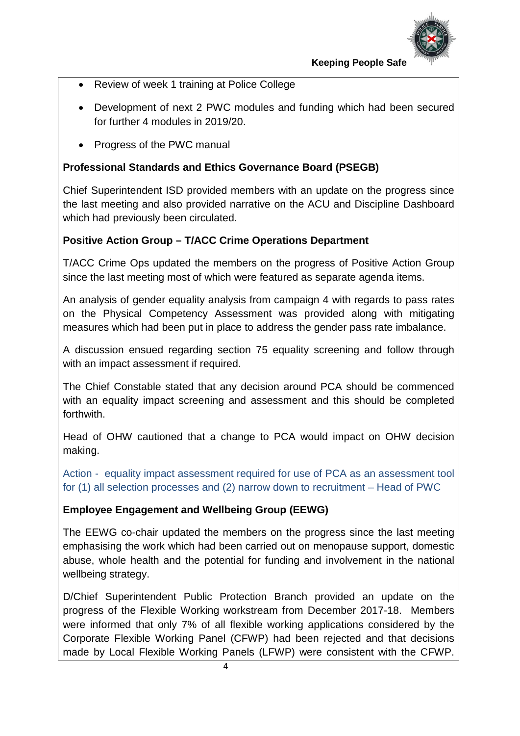- Review of week 1 training at Police College
- Development of next 2 PWC modules and funding which had been secured for further 4 modules in 2019/20.
- Progress of the PWC manual

**Professional Standards and Ethics Governance Board (PSEGB)**

Chief Superintendent ISD provided members with an update on the progress since the last meeting and also provided narrative on the ACU and Discipline Dashboard which had previously been circulated.

**Positive Action Group – T/ACC Crime Operations Department**

T/ACC Crime Ops updated the members on the progress of Positive Action Group since the last meeting most of which were featured as separate agenda items.

An analysis of gender equality analysis from campaign 4 with regards to pass rates on the Physical Competency Assessment was provided along with mitigating measures which had been put in place to address the gender pass rate imbalance.

A discussion ensued regarding section 75 equality screening and follow through with an impact assessment if required.

The Chief Constable stated that any decision around PCA should be commenced with an equality impact screening and assessment and this should be completed forthwith.

Head of OHW cautioned that a change to PCA would impact on OHW decision making.

Action - equality impact assessment required for use of PCA as an assessment tool for (1) all selection processes and (2) narrow down to recruitment – Head of PWC

**Employee Engagement and Wellbeing Group (EEWG)**

The EEWG co-chair updated the members on the progress since the last meeting emphasising the work which had been carried out on menopause support, domestic abuse, whole health and the potential for funding and involvement in the national wellbeing strategy.

D/Chief Superintendent Public Protection Branch provided an update on the progress of the Flexible Working workstream from December 2017-18. Members were informed that only 7% of all flexible working applications considered by the Corporate Flexible Working Panel (CFWP) had been rejected and that decisions made by Local Flexible Working Panels (LFWP) were consistent with the CFWP.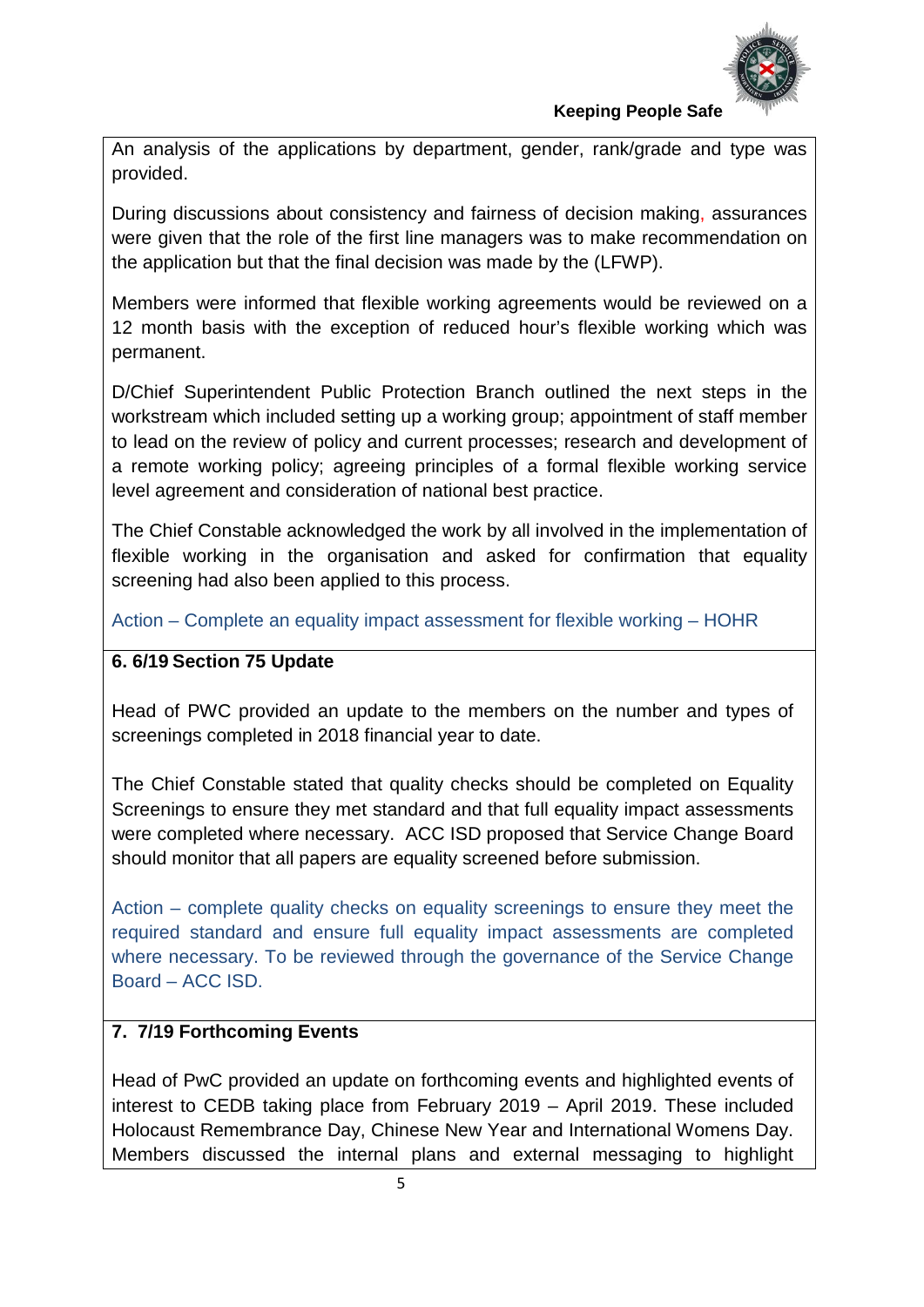An analysis of the applications by department, gender, rank/grade and type was provided.

During discussions about consistency and fairness of decision making, assurances were given that the role of the first line managers was to make recommendation on the application but that the final decision was made by the (LFWP).

Members were informed that flexible working agreements would be reviewed on a 12 month basis with the exception of reduced hour's flexible working which was permanent.

D/Chief Superintendent Public Protection Branch outlined the next steps in the workstream which included setting up a working group; appointment of staff member to lead on the review of policy and current processes; research and development of a remote working policy; agreeing principles of a formal flexible working service level agreement and consideration of national best practice.

The Chief Constable acknowledged the work by all involved in the implementation of flexible working in the organisation and asked for confirmation that equality screening had also been applied to this process.

Action – Complete an equality impact assessment for flexible working – HOHR

**6. 6/19 Section 75 Update**

Head of PWC provided an update to the members on the number and types of screenings completed in 2018 financial year to date.

The Chief Constable stated that quality checks should be completed on Equality Screenings to ensure they met standard and that full equality impact assessments were completed where necessary. ACC ISD proposed that Service Change Board should monitor that all papers are equality screened before submission.

Action – complete quality checks on equality screenings to ensure they meet the required standard and ensure full equality impact assessments are completed where necessary. To be reviewed through the governance of the Service Change Board – ACC ISD.

**7. 7/19 Forthcoming Events**

Head of PwC provided an update on forthcoming events and highlighted events of interest to CEDB taking place from February 2019 – April 2019. These included Holocaust Remembrance Day, Chinese New Year and International Womens Day. Members discussed the internal plans and external messaging to highlight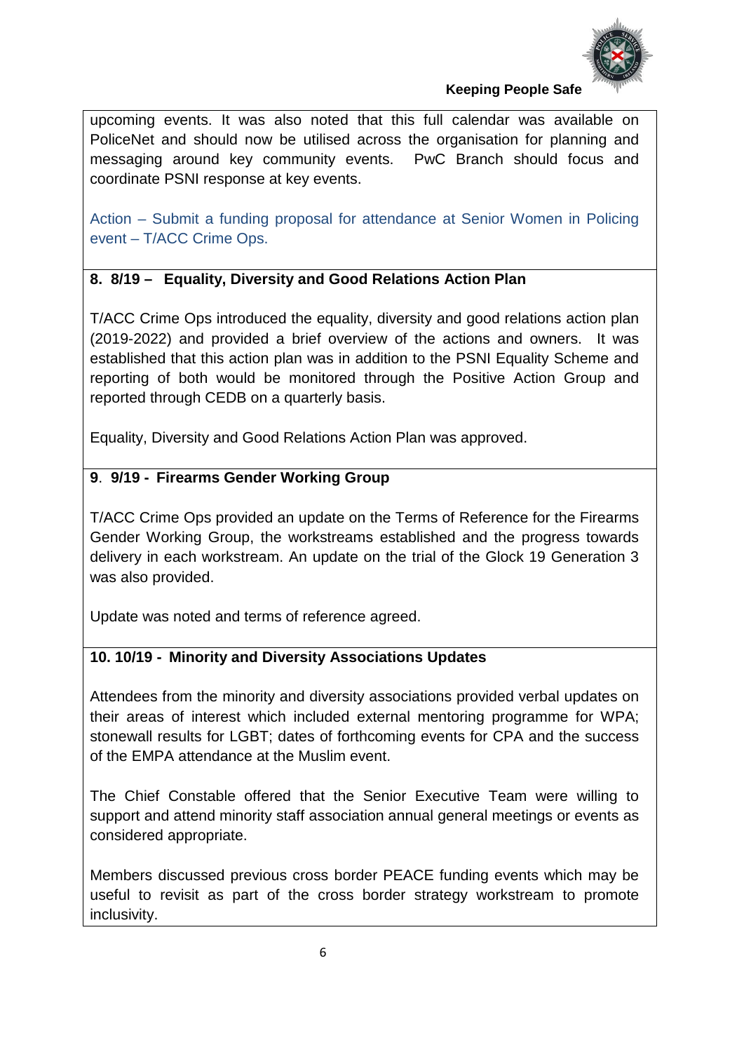upcoming events. It was also noted that this full calendar was available on PoliceNet and should now be utilised across the organisation for planning and messaging around key community events. PwC Branch should focus and coordinate PSNI response at key events.

Action – Submit a funding proposal for attendance at Senior Women in Policing event – T/ACC Crime Ops.

**8. 8/19 – Equality, Diversity and Good Relations Action Plan**

T/ACC Crime Ops introduced the equality, diversity and good relations action plan (2019-2022) and provided a brief overview of the actions and owners. It was established that this action plan was in addition to the PSNI Equality Scheme and reporting of both would be monitored through the Positive Action Group and reported through CEDB on a quarterly basis.

Equality, Diversity and Good Relations Action Plan was approved.

**9. 9/19 - Firearms Gender Working Group**

T/ACC Crime Ops provided an update on the Terms of Reference for the Firearms Gender Working Group, the workstreams established and the progress towards delivery in each workstream. An update on the trial of the Glock 19 Generation 3 was also provided.

Update was noted and terms of reference agreed.

**10. 10/19 - Minority and Diversity Associations Updates**

Attendees from the minority and diversity associations provided verbal updates on their areas of interest which included external mentoring programme for WPA; stonewall results for LGBT; dates of forthcoming events for CPA and the success of the EMPA attendance at the Muslim event.

The Chief Constable offered that the Senior Executive Team were willing to support and attend minority staff association annual general meetings or events as considered appropriate.

Members discussed previous cross border PEACE funding events which may be useful to revisit as part of the cross border strategy workstream to promote inclusivity.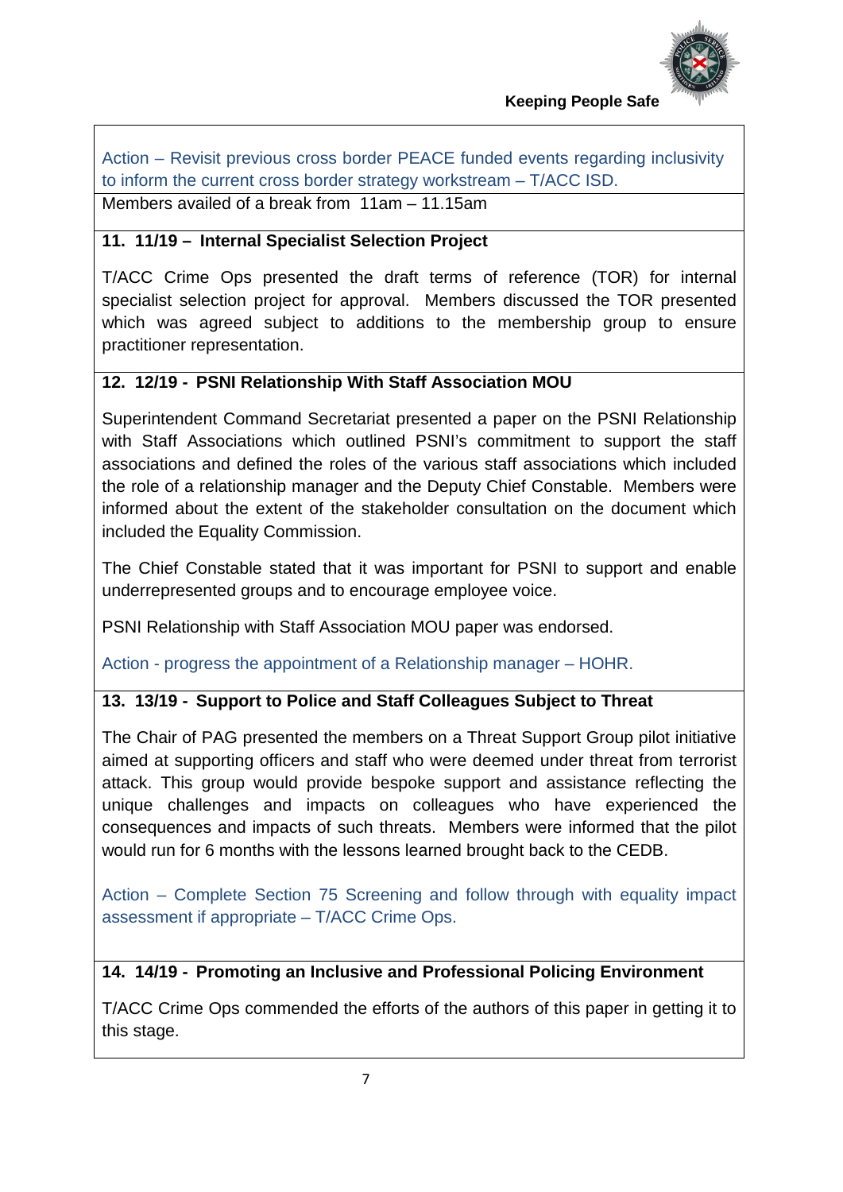Action – Revisit previous cross border PEACE funded events regarding inclusivity to inform the current cross border strategy workstream – T/ACC ISD.

Members availed of a break from 11am – 11.15am

**11. 11/19 – Internal Specialist Selection Project**

T/ACC Crime Ops presented the draft terms of reference (TOR) for internal specialist selection project for approval. Members discussed the TOR presented which was agreed subject to additions to the membership group to ensure practitioner representation.

**12. 12/19 - PSNI Relationship With Staff Association MOU**

Superintendent Command Secretariat presented a paper on the PSNI Relationship with Staff Associations which outlined PSNI's commitment to support the staff associations and defined the roles of the various staff associations which included the role of a relationship manager and the Deputy Chief Constable. Members were informed about the extent of the stakeholder consultation on the document which included the Equality Commission.

The Chief Constable stated that it was important for PSNI to support and enable underrepresented groups and to encourage employee voice.

PSNI Relationship with Staff Association MOU paper was endorsed.

Action - progress the appointment of a Relationship manager – HOHR.

**13. 13/19 - Support to Police and Staff Colleagues Subject to Threat**

The Chair of PAG presented the members on a Threat Support Group pilot initiative aimed at supporting officers and staff who were deemed under threat from terrorist attack. This group would provide bespoke support and assistance reflecting the unique challenges and impacts on colleagues who have experienced the consequences and impacts of such threats. Members were informed that the pilot would run for 6 months with the lessons learned brought back to the CEDB.

Action – Complete Section 75 Screening and follow through with equality impact assessment if appropriate – T/ACC Crime Ops.

**14. 14/19 - Promoting an Inclusive and Professional Policing Environment**

T/ACC Crime Ops commended the efforts of the authors of this paper in getting it to this stage.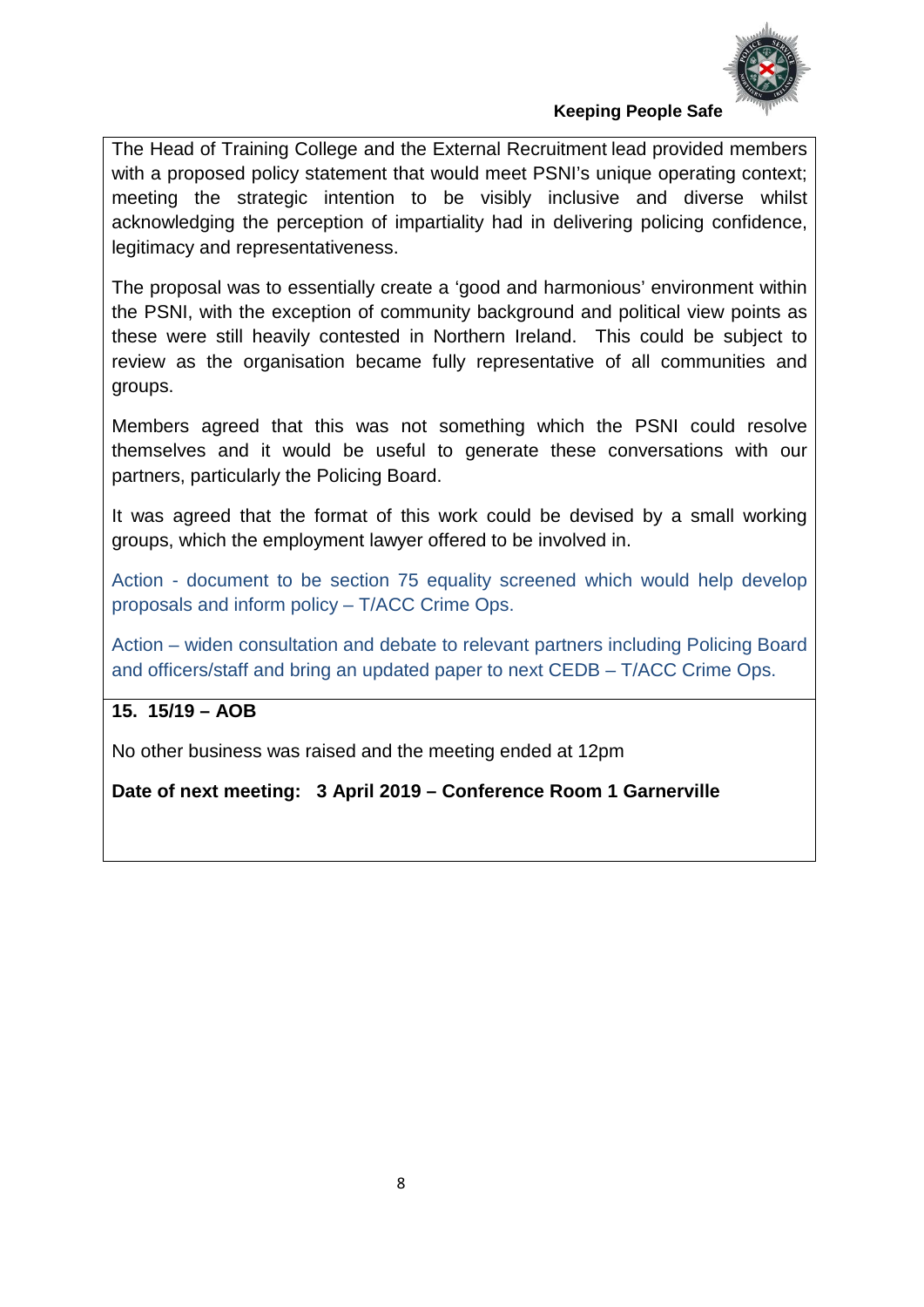The Head of Training College and the External Recruitment lead provided members with a proposed policy statement that would meet PSNI's unique operating context; meeting the strategic intention to be visibly inclusive and diverse whilst acknowledging the perception of impartiality had in delivering policing confidence, legitimacy and representativeness.

The proposal was to essentially create a 'good and harmonious' environment within the PSNI, with the exception of community background and political view points as these were still heavily contested in Northern Ireland. This could be subject to review as the organisation became fully representative of all communities and groups.

Members agreed that this was not something which the PSNI could resolve themselves and it would be useful to generate these conversations with our partners, particularly the Policing Board.

It was agreed that the format of this work could be devised by a small working groups, which the employment lawyer offered to be involved in.

Action - document to be section 75 equality screened which would help develop proposals and inform policy – T/ACC Crime Ops.

Action – widen consultation and debate to relevant partners including Policing Board and officers/staff and bring an updated paper to next CEDB – T/ACC Crime Ops.

**15. 15/19 – AOB**

No other business was raised and the meeting ended at 12pm

**Date of next meeting: 3 April 2019 – Conference Room 1 Garnerville**